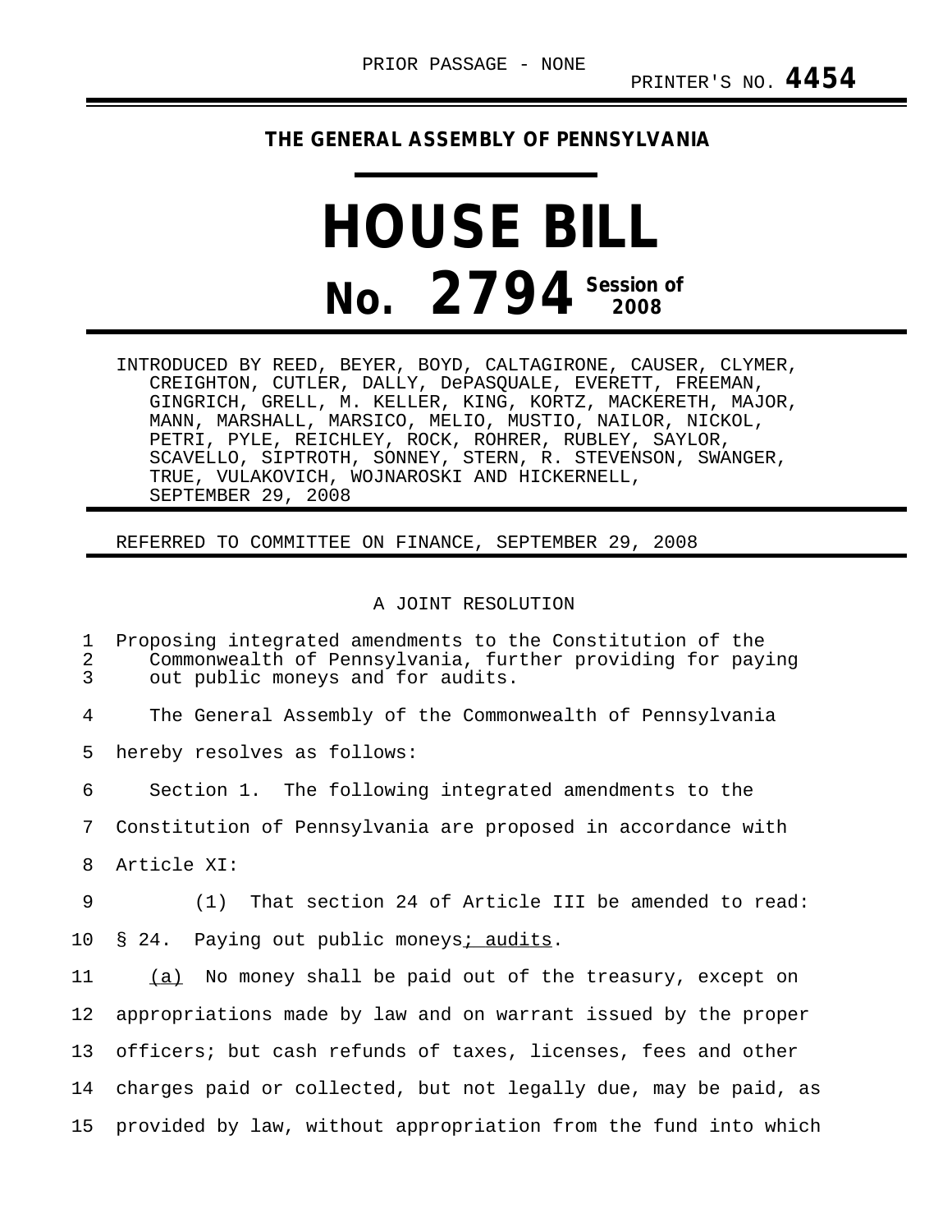PRIOR PASSAGE - NONE

PRINTER'S NO. **4454**

# THE GENERAL ASSEMBLY OF PENNSYLVANIA

# HOUSE BILL

## No. 2794 Session of 2008

INTRODUCED BY REED, BEYER, BOYD, CALTAGIRONE, CAUSER, CLYMER, CREIGHTON, CUTLER, DALLY, DePASQUALE, EVERETT, FREEMAN, GINGRICH, GRELL, M. KELLER, KING, KORTZ, MACKERETH, MAJOR, MANN, MARSHALL, MARSICO, MELIO, MUSTIO, NAILOR, NICKOL, PETRI, PYLE, REICHLEY, ROCK, ROHRER, RUBLEY, SAYLOR, SCAVELLO, SIPTROTH, SONNEY, STERN, R. STEVENSON, SWANGER, TRUE, VULAKOVICH, WOJNAROSKI AND HICKERNELL, SEPTEMBER 29, 2008

REFERRED TO COMMITTEE ON FINANCE, SEPTEMBER 29, 2008

A JOINT RESOLUTION

Proposing integrated amendments to the Constitution of the Commonwealth of Pennsylvania, further providing for paying out public moneys and for audits.

The General Assembly of the Commonwealth of Pennsylvania hereby resolves as follows:

Section 1. The following integrated amendments to the Constitution of Pennsylvania are proposed in accordance with Article XI:

(1) That section 24 of Article III be amended to read:

§ 24. Paying out public moneys<u>; audits</u>.

<u>(a)</u> No money shall be paid out of the treasury, except on appropriations made by law and on warrant issued by the proper officers; but cash refunds of taxes, licenses, fees and other charges paid or collected, but not legally due, may be paid, as provided by law, without appropriation from the fund into which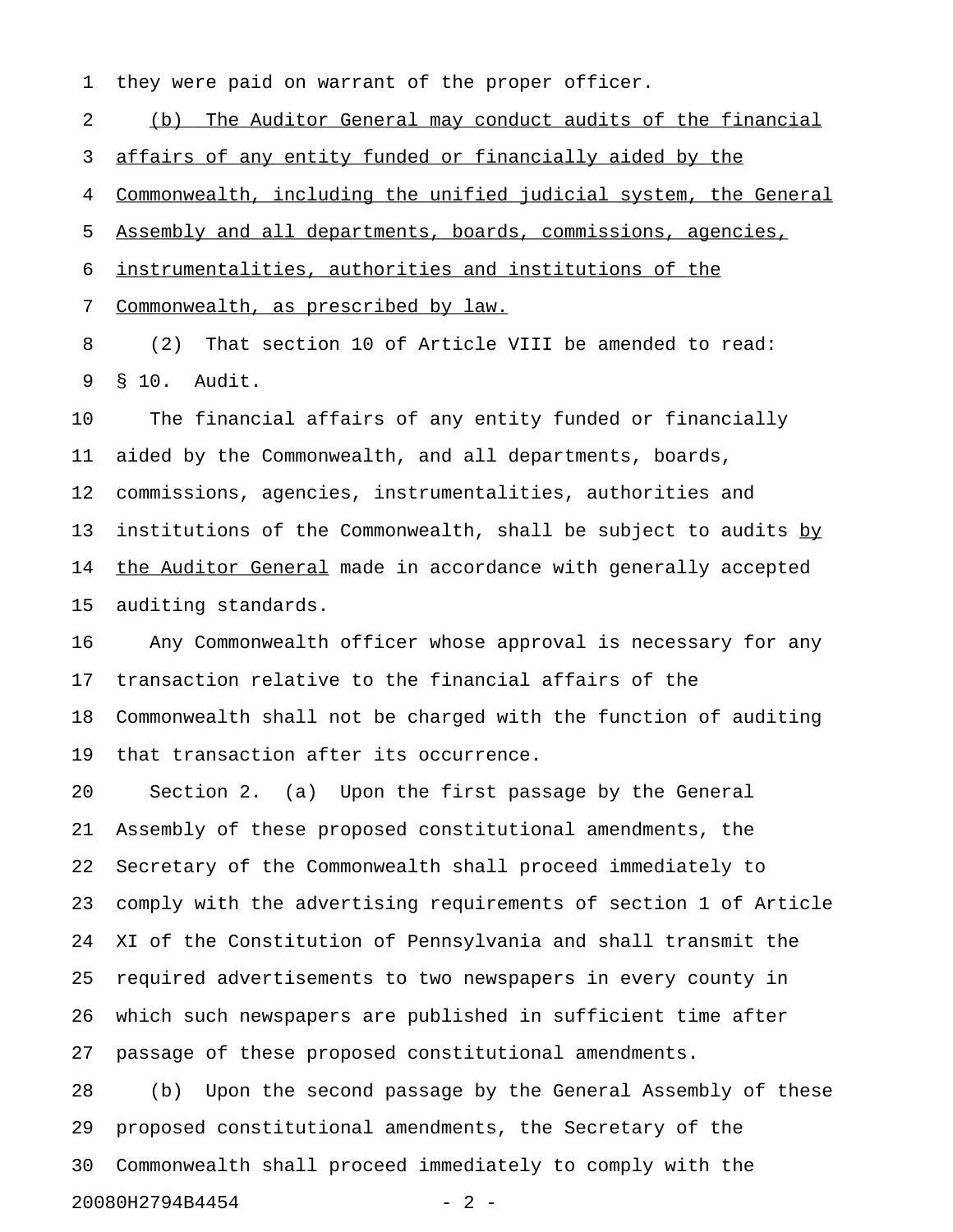they were paid on warrant of the proper officer.

<u>(b) The Auditor General may conduct audits of the financial affairs of any entity funded or financially aided by the Commonwealth, including the unified judicial system, the General Assembly and all departments, boards, commissions, agencies, instrumentalities, authorities and institutions of the Commonwealth, as prescribed by law.</u>

(2) That section 10 of Article VIII be amended to read:

§ 10. Audit.

The financial affairs of any entity funded or financially aided by the Commonwealth, and all departments, boards, commissions, agencies, instrumentalities, authorities and institutions of the Commonwealth, shall be subject to audits <u>by the Auditor General</u> made in accordance with generally accepted auditing standards.

Any Commonwealth officer whose approval is necessary for any transaction relative to the financial affairs of the Commonwealth shall not be charged with the function of auditing that transaction after its occurrence.

Section 2. (a) Upon the first passage by the General Assembly of these proposed constitutional amendments, the Secretary of the Commonwealth shall proceed immediately to comply with the advertising requirements of section 1 of Article XI of the Constitution of Pennsylvania and shall transmit the required advertisements to two newspapers in every county in which such newspapers are published in sufficient time after passage of these proposed constitutional amendments.

(b) Upon the second passage by the General Assembly of these proposed constitutional amendments, the Secretary of the Commonwealth shall proceed immediately to comply with the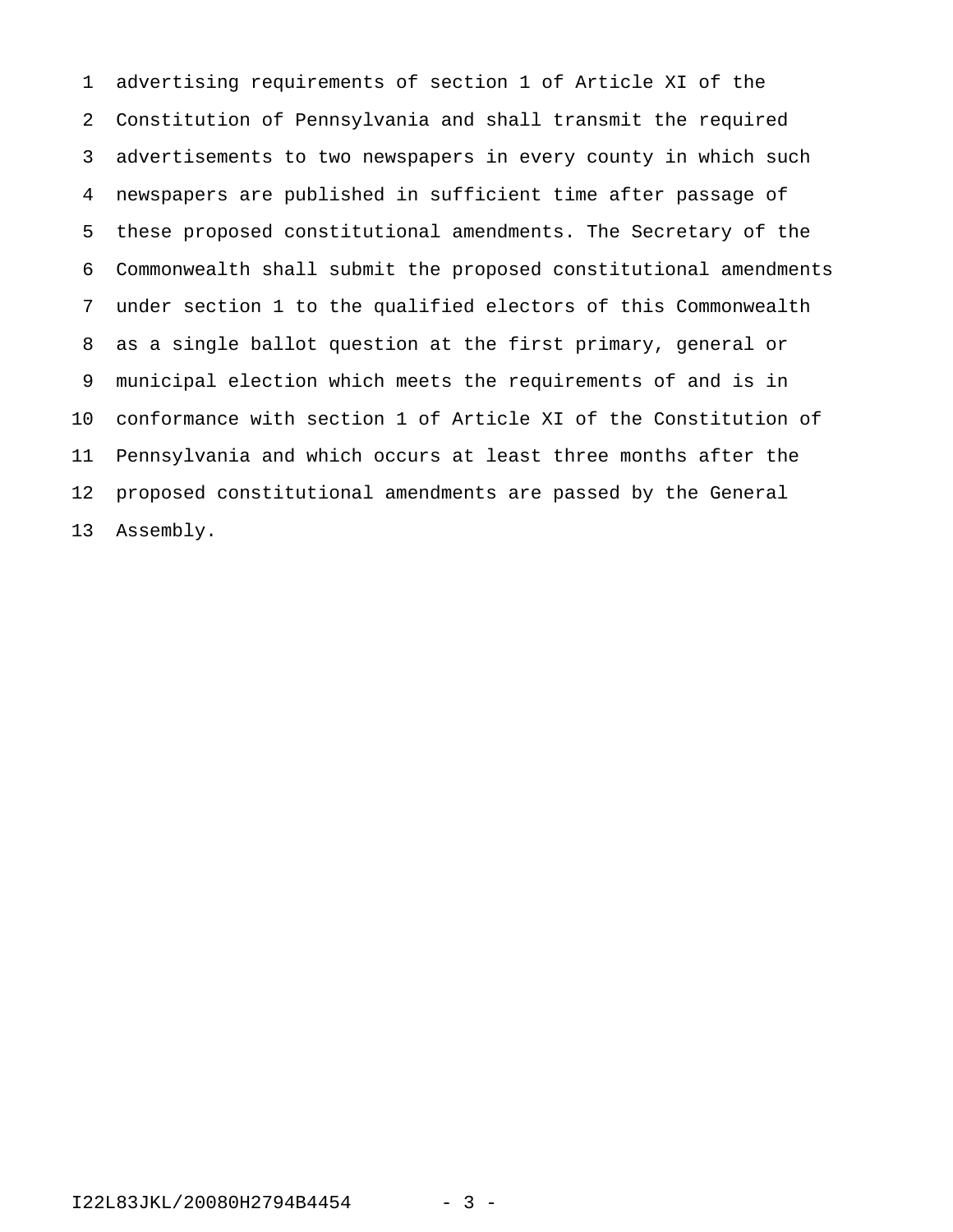advertising requirements of section 1 of Article XI of the Constitution of Pennsylvania and shall transmit the required advertisements to two newspapers in every county in which such newspapers are published in sufficient time after passage of these proposed constitutional amendments. The Secretary of the Commonwealth shall submit the proposed constitutional amendments under section 1 to the qualified electors of this Commonwealth as a single ballot question at the first primary, general or municipal election which meets the requirements of and is in conformance with section 1 of Article XI of the Constitution of Pennsylvania and which occurs at least three months after the proposed constitutional amendments are passed by the General Assembly.